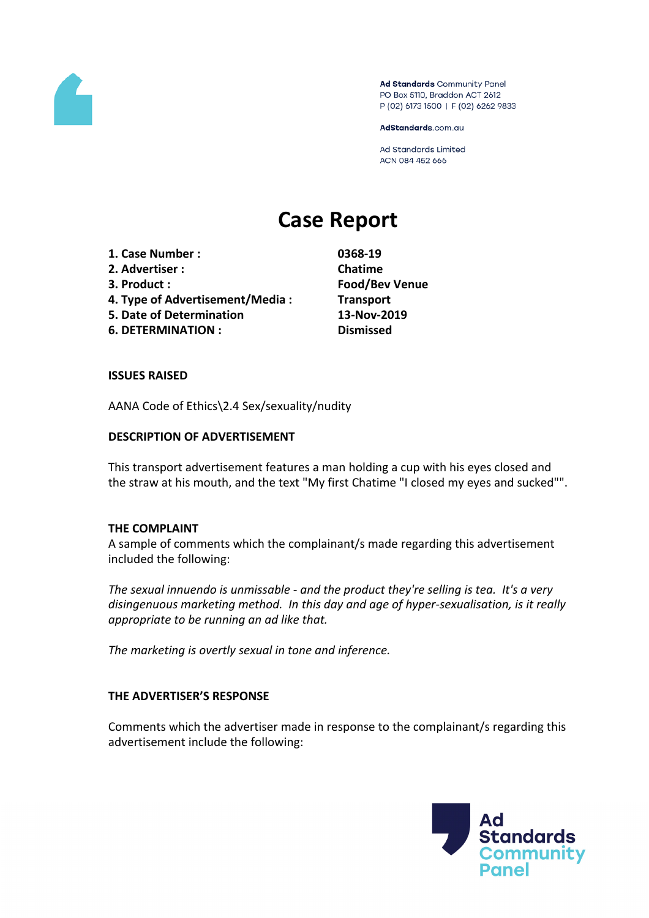Ad Standards Community Panel
PO Box 5110, Braddon ACT 2612
P (02) 6173 1500 | F (02) 6262 9833

AdStandards.com.au

Ad Standards Limited
ACN 084 452 666

# Case Report

| | |
|---|---|
| **1. Case Number :** | **0368-19** |
| **2. Advertiser :** | **Chatime** |
| **3. Product :** | **Food/Bev Venue** |
| **4. Type of Advertisement/Media :** | **Transport** |
| **5. Date of Determination** | **13-Nov-2019** |
| **6. DETERMINATION :** | **Dismissed** |

**ISSUES RAISED**

AANA Code of Ethics\2.4 Sex/sexuality/nudity

**DESCRIPTION OF ADVERTISEMENT**

This transport advertisement features a man holding a cup with his eyes closed and the straw at his mouth, and the text "My first Chatime "I closed my eyes and sucked"".

**THE COMPLAINT**

A sample of comments which the complainant/s made regarding this advertisement included the following:

*The sexual innuendo is unmissable - and the product they're selling is tea. It's a very disingenuous marketing method. In this day and age of hyper-sexualisation, is it really appropriate to be running an ad like that.*

*The marketing is overtly sexual in tone and inference.*

**THE ADVERTISER'S RESPONSE**

Comments which the advertiser made in response to the complainant/s regarding this advertisement include the following: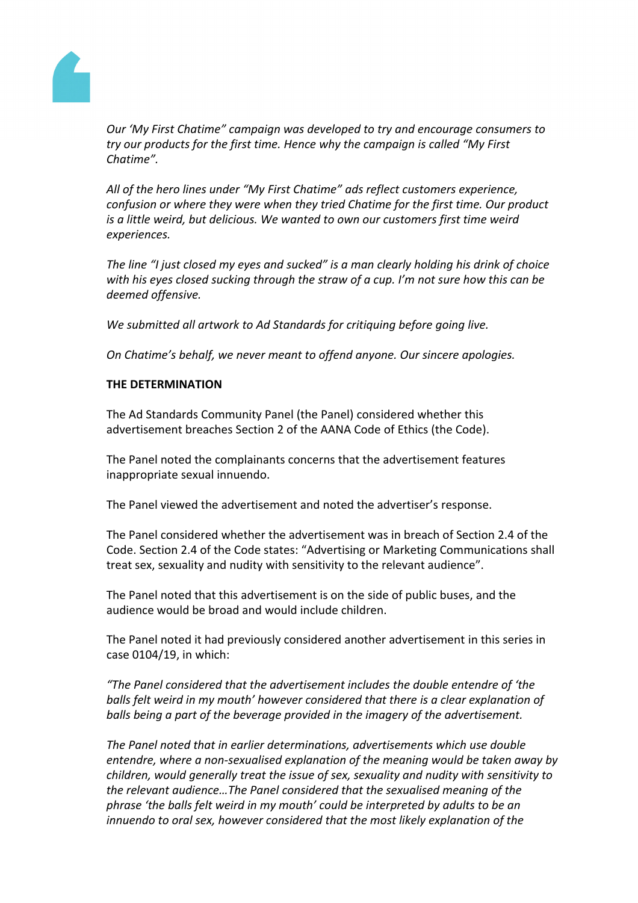*Our 'My First Chatime" campaign was developed to try and encourage consumers to try our products for the first time. Hence why the campaign is called "My First Chatime".*

*All of the hero lines under "My First Chatime" ads reflect customers experience, confusion or where they were when they tried Chatime for the first time. Our product is a little weird, but delicious. We wanted to own our customers first time weird experiences.*

*The line "I just closed my eyes and sucked" is a man clearly holding his drink of choice with his eyes closed sucking through the straw of a cup. I'm not sure how this can be deemed offensive.*

*We submitted all artwork to Ad Standards for critiquing before going live.*

*On Chatime's behalf, we never meant to offend anyone. Our sincere apologies.*

**THE DETERMINATION**

The Ad Standards Community Panel (the Panel) considered whether this advertisement breaches Section 2 of the AANA Code of Ethics (the Code).

The Panel noted the complainants concerns that the advertisement features inappropriate sexual innuendo.

The Panel viewed the advertisement and noted the advertiser's response.

The Panel considered whether the advertisement was in breach of Section 2.4 of the Code. Section 2.4 of the Code states: "Advertising or Marketing Communications shall treat sex, sexuality and nudity with sensitivity to the relevant audience".

The Panel noted that this advertisement is on the side of public buses, and the audience would be broad and would include children.

The Panel noted it had previously considered another advertisement in this series in case 0104/19, in which:

*"The Panel considered that the advertisement includes the double entendre of 'the balls felt weird in my mouth' however considered that there is a clear explanation of balls being a part of the beverage provided in the imagery of the advertisement.*

*The Panel noted that in earlier determinations, advertisements which use double entendre, where a non-sexualised explanation of the meaning would be taken away by children, would generally treat the issue of sex, sexuality and nudity with sensitivity to the relevant audience…The Panel considered that the sexualised meaning of the phrase 'the balls felt weird in my mouth' could be interpreted by adults to be an innuendo to oral sex, however considered that the most likely explanation of the*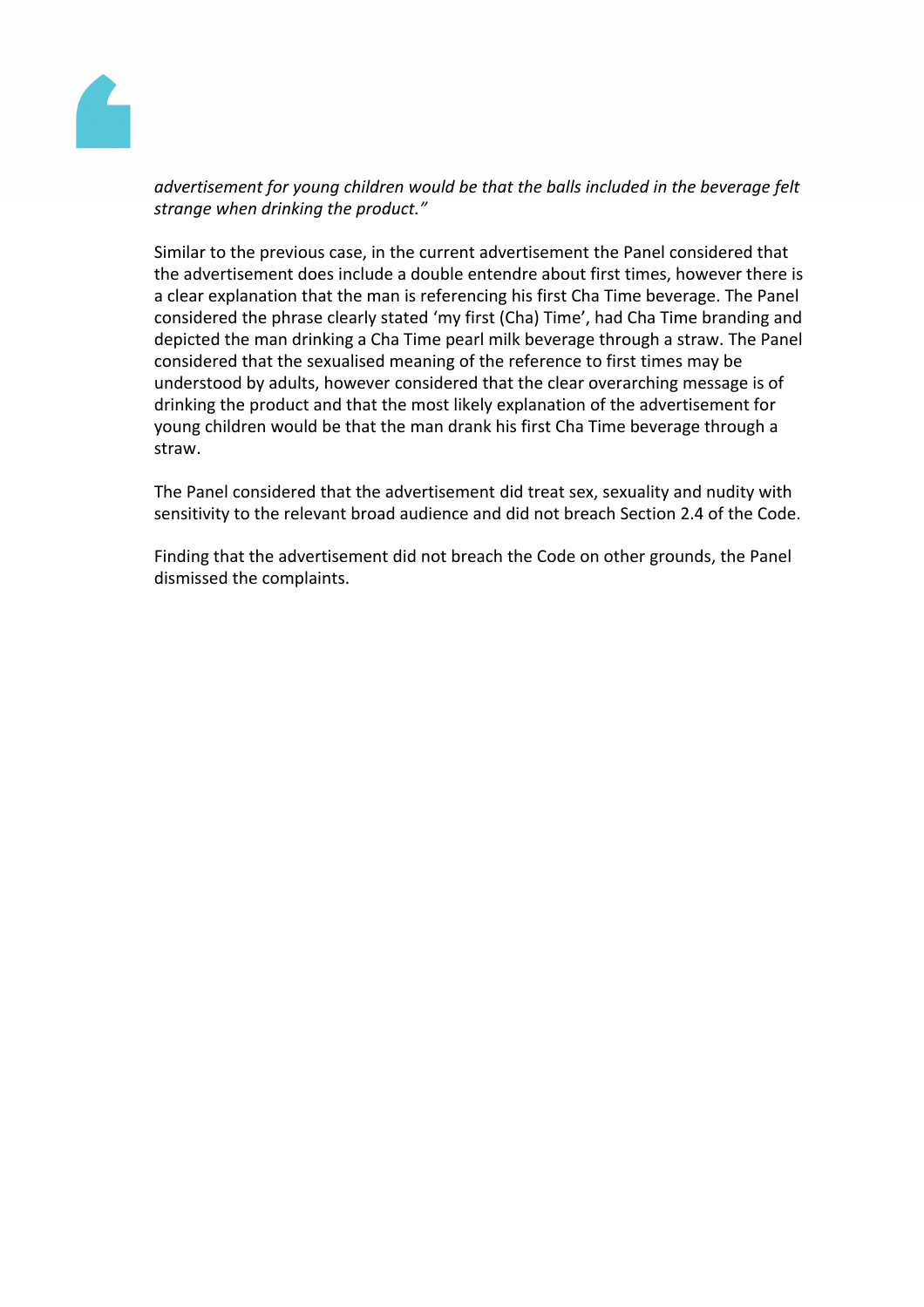*advertisement for young children would be that the balls included in the beverage felt strange when drinking the product."*

Similar to the previous case, in the current advertisement the Panel considered that the advertisement does include a double entendre about first times, however there is a clear explanation that the man is referencing his first Cha Time beverage. The Panel considered the phrase clearly stated 'my first (Cha) Time', had Cha Time branding and depicted the man drinking a Cha Time pearl milk beverage through a straw. The Panel considered that the sexualised meaning of the reference to first times may be understood by adults, however considered that the clear overarching message is of drinking the product and that the most likely explanation of the advertisement for young children would be that the man drank his first Cha Time beverage through a straw.

The Panel considered that the advertisement did treat sex, sexuality and nudity with sensitivity to the relevant broad audience and did not breach Section 2.4 of the Code.

Finding that the advertisement did not breach the Code on other grounds, the Panel dismissed the complaints.